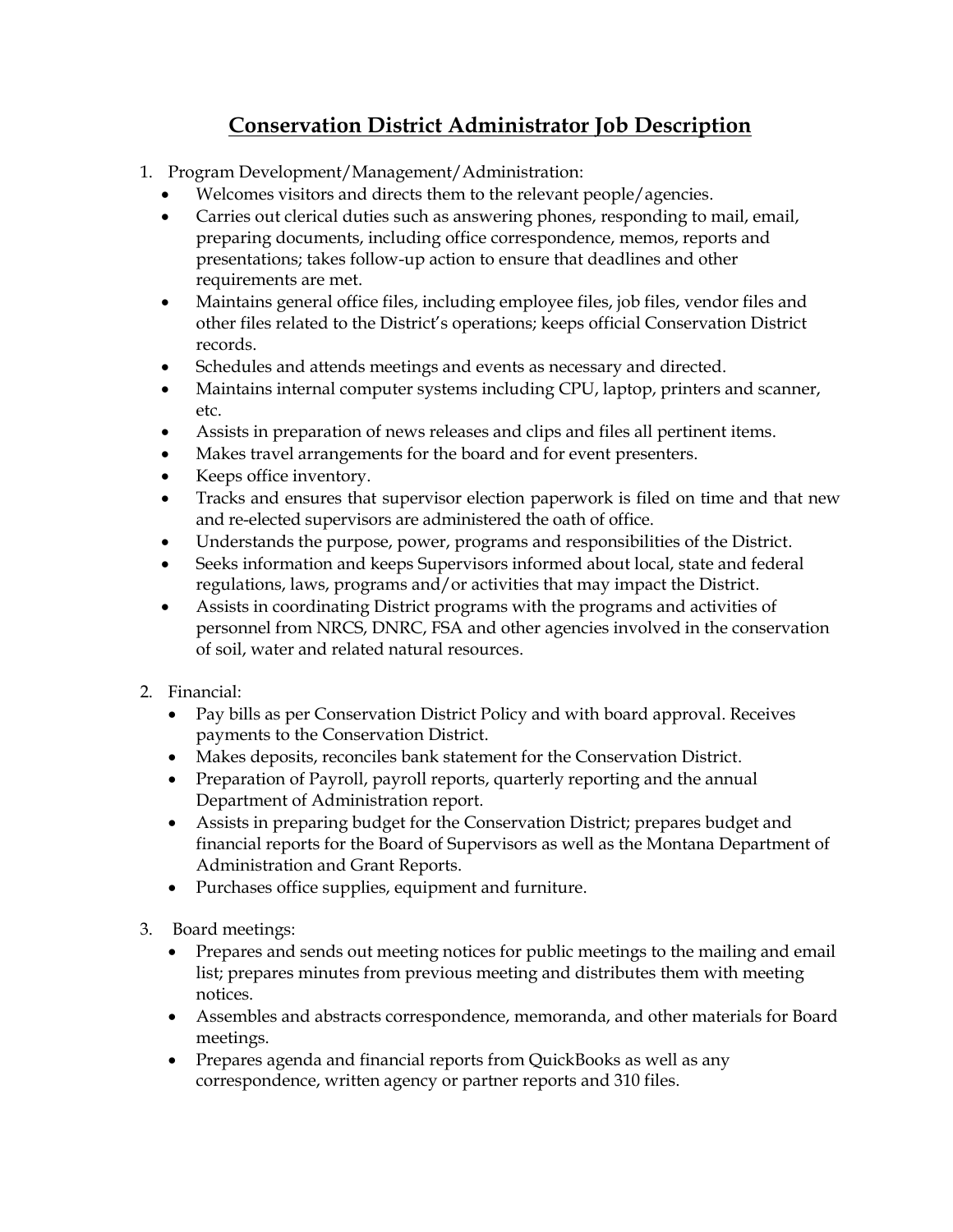# Conservation District Administrator Job Description

1. Program Development/Management/Administration:
   - Welcomes visitors and directs them to the relevant people/agencies.
   - Carries out clerical duties such as answering phones, responding to mail, email, preparing documents, including office correspondence, memos, reports and presentations; takes follow-up action to ensure that deadlines and other requirements are met.
   - Maintains general office files, including employee files, job files, vendor files and other files related to the District's operations; keeps official Conservation District records.
   - Schedules and attends meetings and events as necessary and directed.
   - Maintains internal computer systems including CPU, laptop, printers and scanner, etc.
   - Assists in preparation of news releases and clips and files all pertinent items.
   - Makes travel arrangements for the board and for event presenters.
   - Keeps office inventory.
   - Tracks and ensures that supervisor election paperwork is filed on time and that new and re-elected supervisors are administered the oath of office.
   - Understands the purpose, power, programs and responsibilities of the District.
   - Seeks information and keeps Supervisors informed about local, state and federal regulations, laws, programs and/or activities that may impact the District.
   - Assists in coordinating District programs with the programs and activities of personnel from NRCS, DNRC, FSA and other agencies involved in the conservation of soil, water and related natural resources.

2. Financial:
   - Pay bills as per Conservation District Policy and with board approval. Receives payments to the Conservation District.
   - Makes deposits, reconciles bank statement for the Conservation District.
   - Preparation of Payroll, payroll reports, quarterly reporting and the annual Department of Administration report.
   - Assists in preparing budget for the Conservation District; prepares budget and financial reports for the Board of Supervisors as well as the Montana Department of Administration and Grant Reports.
   - Purchases office supplies, equipment and furniture.

3. Board meetings:
   - Prepares and sends out meeting notices for public meetings to the mailing and email list; prepares minutes from previous meeting and distributes them with meeting notices.
   - Assembles and abstracts correspondence, memoranda, and other materials for Board meetings.
   - Prepares agenda and financial reports from QuickBooks as well as any correspondence, written agency or partner reports and 310 files.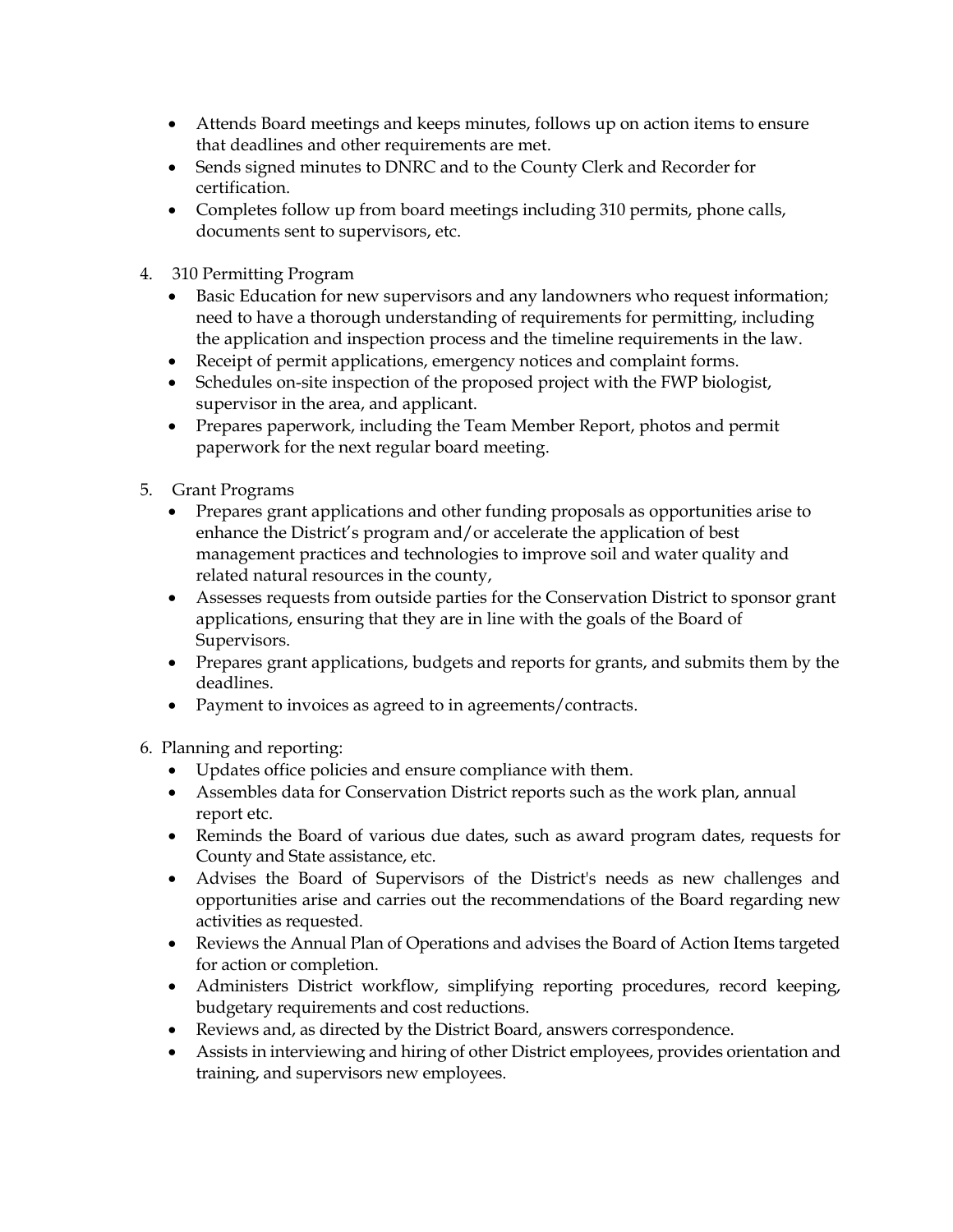- Attends Board meetings and keeps minutes, follows up on action items to ensure that deadlines and other requirements are met.
- Sends signed minutes to DNRC and to the County Clerk and Recorder for certification.
- Completes follow up from board meetings including 310 permits, phone calls, documents sent to supervisors, etc.

4. 310 Permitting Program
   - Basic Education for new supervisors and any landowners who request information; need to have a thorough understanding of requirements for permitting, including the application and inspection process and the timeline requirements in the law.
   - Receipt of permit applications, emergency notices and complaint forms.
   - Schedules on-site inspection of the proposed project with the FWP biologist, supervisor in the area, and applicant.
   - Prepares paperwork, including the Team Member Report, photos and permit paperwork for the next regular board meeting.

5. Grant Programs
   - Prepares grant applications and other funding proposals as opportunities arise to enhance the District's program and/or accelerate the application of best management practices and technologies to improve soil and water quality and related natural resources in the county,
   - Assesses requests from outside parties for the Conservation District to sponsor grant applications, ensuring that they are in line with the goals of the Board of Supervisors.
   - Prepares grant applications, budgets and reports for grants, and submits them by the deadlines.
   - Payment to invoices as agreed to in agreements/contracts.

6. Planning and reporting:
   - Updates office policies and ensure compliance with them.
   - Assembles data for Conservation District reports such as the work plan, annual report etc.
   - Reminds the Board of various due dates, such as award program dates, requests for County and State assistance, etc.
   - Advises the Board of Supervisors of the District's needs as new challenges and opportunities arise and carries out the recommendations of the Board regarding new activities as requested.
   - Reviews the Annual Plan of Operations and advises the Board of Action Items targeted for action or completion.
   - Administers District workflow, simplifying reporting procedures, record keeping, budgetary requirements and cost reductions.
   - Reviews and, as directed by the District Board, answers correspondence.
   - Assists in interviewing and hiring of other District employees, provides orientation and training, and supervisors new employees.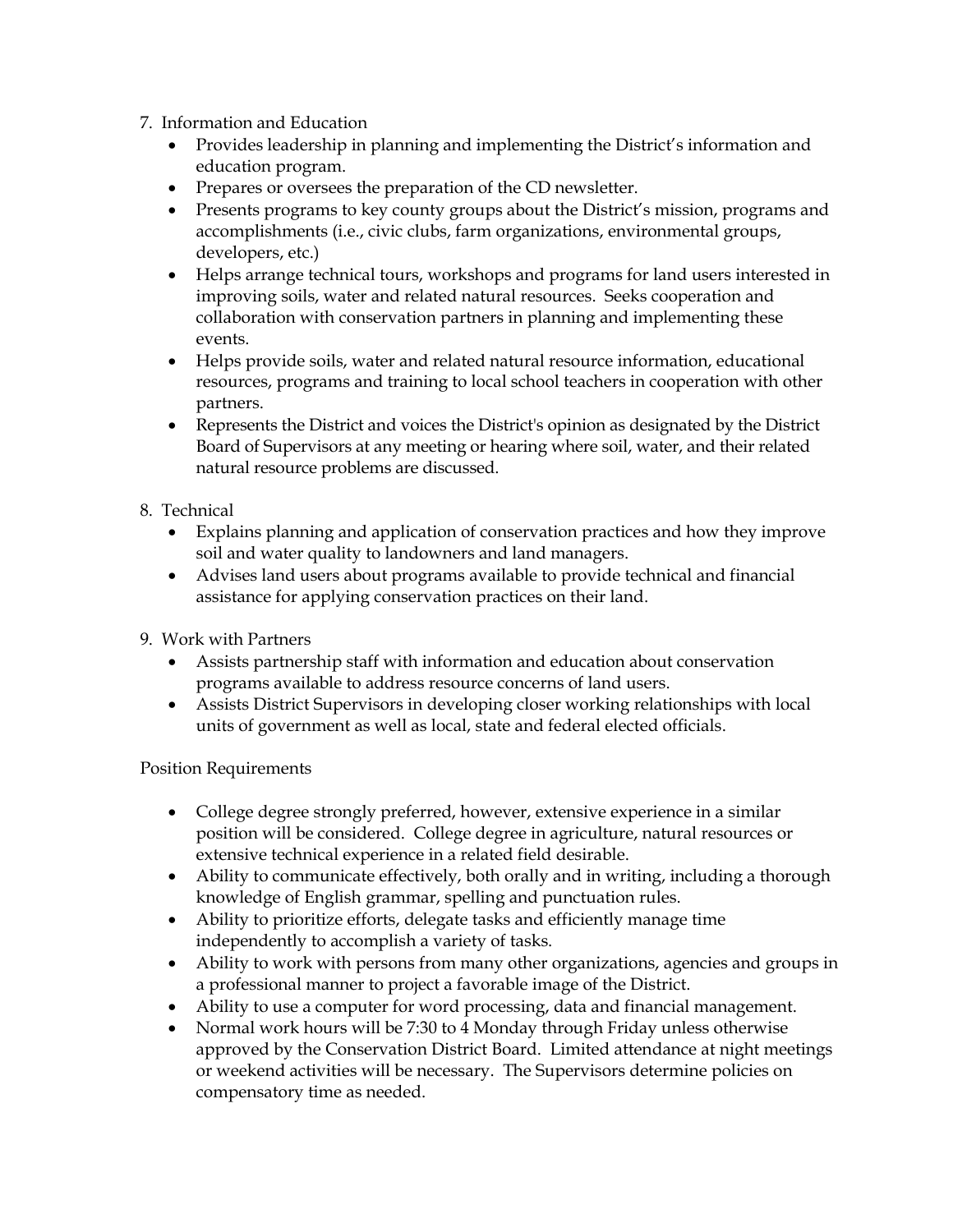7. Information and Education
    - Provides leadership in planning and implementing the District's information and education program.
    - Prepares or oversees the preparation of the CD newsletter.
    - Presents programs to key county groups about the District's mission, programs and accomplishments (i.e., civic clubs, farm organizations, environmental groups, developers, etc.)
    - Helps arrange technical tours, workshops and programs for land users interested in improving soils, water and related natural resources. Seeks cooperation and collaboration with conservation partners in planning and implementing these events.
    - Helps provide soils, water and related natural resource information, educational resources, programs and training to local school teachers in cooperation with other partners.
    - Represents the District and voices the District's opinion as designated by the District Board of Supervisors at any meeting or hearing where soil, water, and their related natural resource problems are discussed.

8. Technical
    - Explains planning and application of conservation practices and how they improve soil and water quality to landowners and land managers.
    - Advises land users about programs available to provide technical and financial assistance for applying conservation practices on their land.

9. Work with Partners
    - Assists partnership staff with information and education about conservation programs available to address resource concerns of land users.
    - Assists District Supervisors in developing closer working relationships with local units of government as well as local, state and federal elected officials.

Position Requirements

- College degree strongly preferred, however, extensive experience in a similar position will be considered. College degree in agriculture, natural resources or extensive technical experience in a related field desirable.
- Ability to communicate effectively, both orally and in writing, including a thorough knowledge of English grammar, spelling and punctuation rules.
- Ability to prioritize efforts, delegate tasks and efficiently manage time independently to accomplish a variety of tasks.
- Ability to work with persons from many other organizations, agencies and groups in a professional manner to project a favorable image of the District.
- Ability to use a computer for word processing, data and financial management.
- Normal work hours will be 7:30 to 4 Monday through Friday unless otherwise approved by the Conservation District Board. Limited attendance at night meetings or weekend activities will be necessary. The Supervisors determine policies on compensatory time as needed.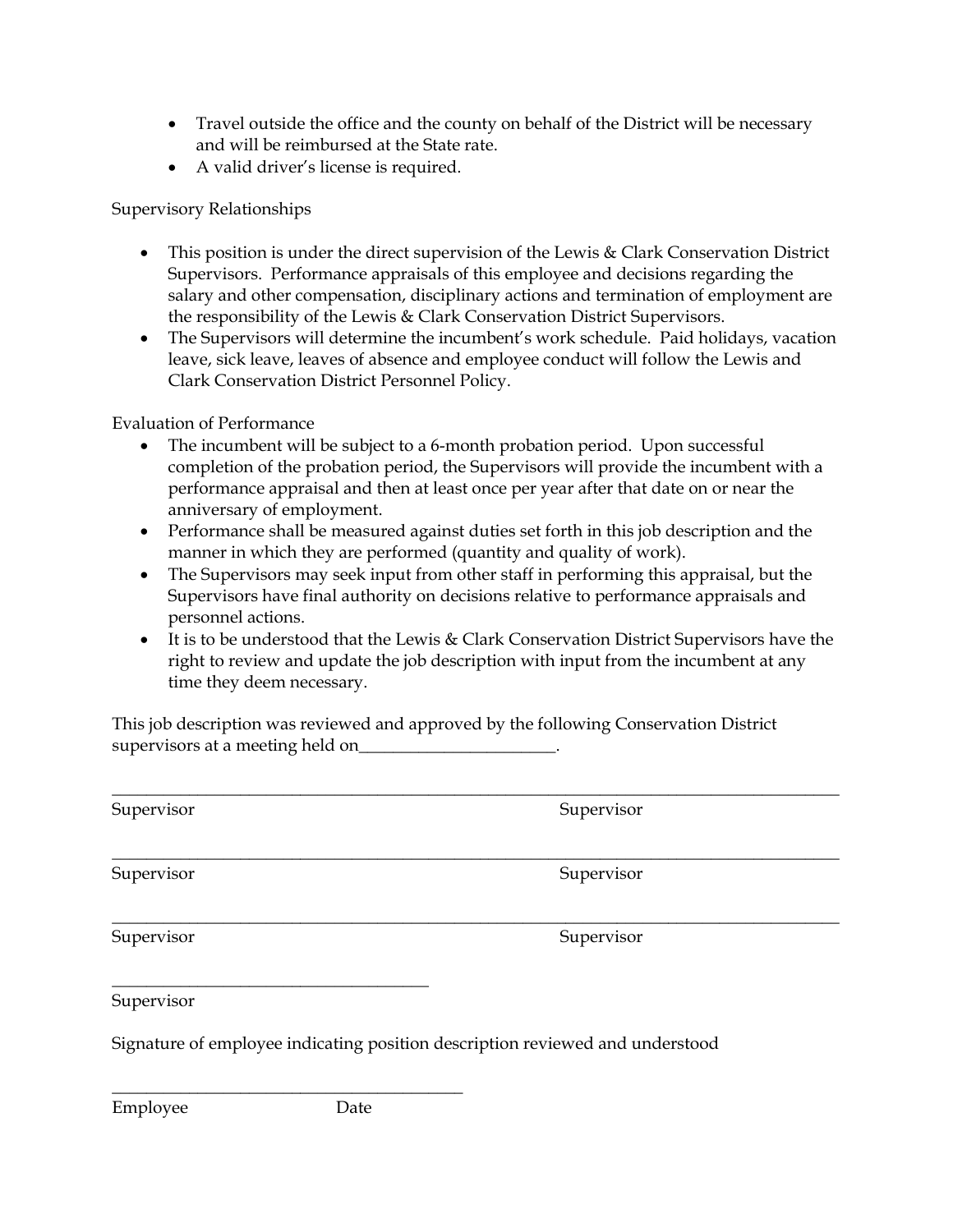- Travel outside the office and the county on behalf of the District will be necessary and will be reimbursed at the State rate.
- A valid driver's license is required.

Supervisory Relationships

- This position is under the direct supervision of the Lewis & Clark Conservation District Supervisors. Performance appraisals of this employee and decisions regarding the salary and other compensation, disciplinary actions and termination of employment are the responsibility of the Lewis & Clark Conservation District Supervisors.
- The Supervisors will determine the incumbent's work schedule. Paid holidays, vacation leave, sick leave, leaves of absence and employee conduct will follow the Lewis and Clark Conservation District Personnel Policy.

Evaluation of Performance

- The incumbent will be subject to a 6-month probation period. Upon successful completion of the probation period, the Supervisors will provide the incumbent with a performance appraisal and then at least once per year after that date on or near the anniversary of employment.
- Performance shall be measured against duties set forth in this job description and the manner in which they are performed (quantity and quality of work).
- The Supervisors may seek input from other staff in performing this appraisal, but the Supervisors have final authority on decisions relative to performance appraisals and personnel actions.
- It is to be understood that the Lewis & Clark Conservation District Supervisors have the right to review and update the job description with input from the incumbent at any time they deem necessary.

This job description was reviewed and approved by the following Conservation District supervisors at a meeting held on_______________________.

_____________________________________ _____________________________________

Supervisor Supervisor

_____________________________________ _____________________________________

Supervisor Supervisor

_____________________________________ _____________________________________

Supervisor Supervisor

_____________________________________

Supervisor

Signature of employee indicating position description reviewed and understood

_________________________________________

Employee Date